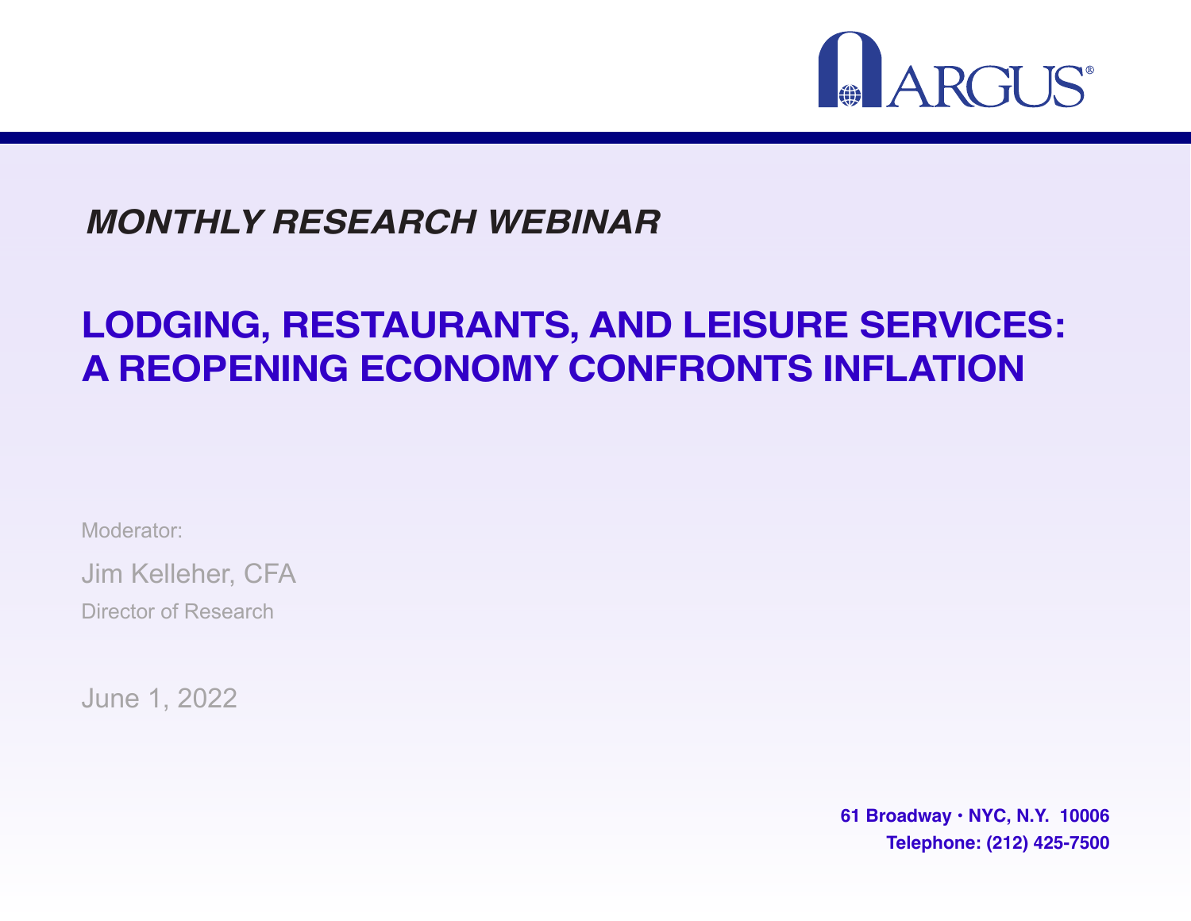ARGUS®

*MONTHLY RESEARCH WEBINAR*

# LODGING, RESTAURANTS, AND LEISURE SERVICES: A REOPENING ECONOMY CONFRONTS INFLATION

Moderator:

Jim Kelleher, CFA

Director of Research

June 1, 2022

**61 Broadway • NYC, N.Y. 10006**

**Telephone: (212) 425-7500**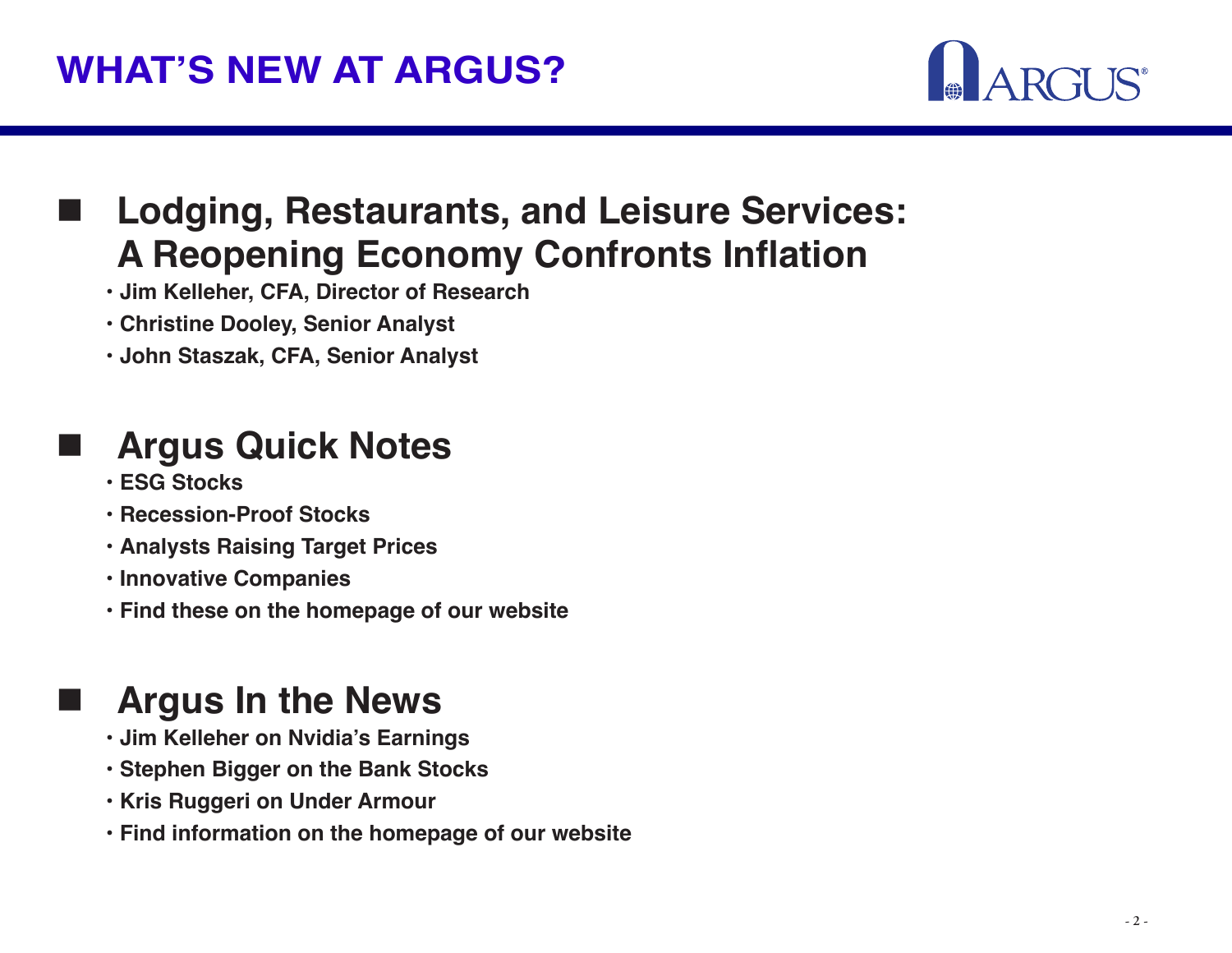# WHAT'S NEW AT ARGUS?

## Lodging, Restaurants, and Leisure Services: A Reopening Economy Confronts Inflation

- Jim Kelleher, CFA, Director of Research
- Christine Dooley, Senior Analyst
- John Staszak, CFA, Senior Analyst

## Argus Quick Notes

- ESG Stocks
- Recession-Proof Stocks
- Analysts Raising Target Prices
- Innovative Companies
- Find these on the homepage of our website

## Argus In the News

- Jim Kelleher on Nvidia's Earnings
- Stephen Bigger on the Bank Stocks
- Kris Ruggeri on Under Armour
- Find information on the homepage of our website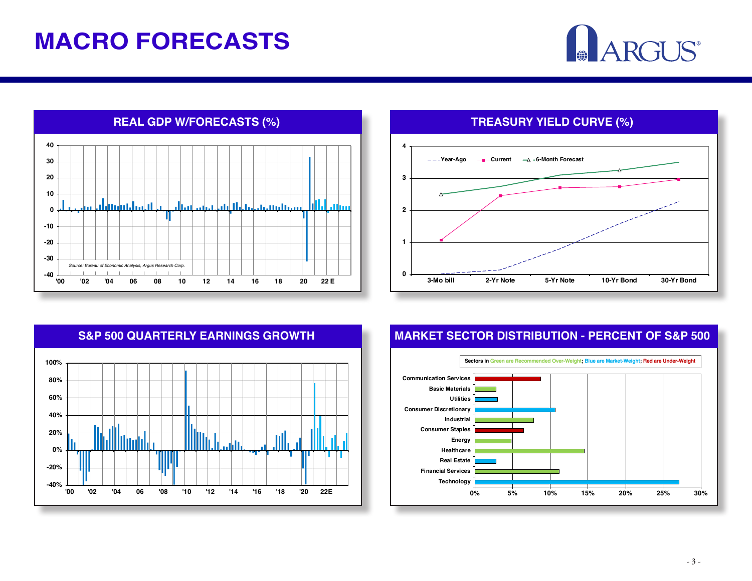# MACRO FORECASTS

## REAL GDP W/FORECASTS (%)

*Source: Bureau of Economic Analysis, Argus Research Corp.*

## TREASURY YIELD CURVE (%)

Year-Ago — Current — 6-Month Forecast

3-Mo bill | 2-Yr Note | 5-Yr Note | 10-Yr Bond | 30-Yr Bond

## S&P 500 QUARTERLY EARNINGS GROWTH

## MARKET SECTOR DISTRIBUTION - PERCENT OF S&P 500

Sectors in Green are Recommended Over-Weight; Blue are Market-Weight; Red are Under-Weight

- Communication Services
- Basic Materials
- Utilities
- Consumer Discretionary
- Industrial
- Consumer Staples
- Energy
- Healthcare
- Real Estate
- Financial Services
- Technology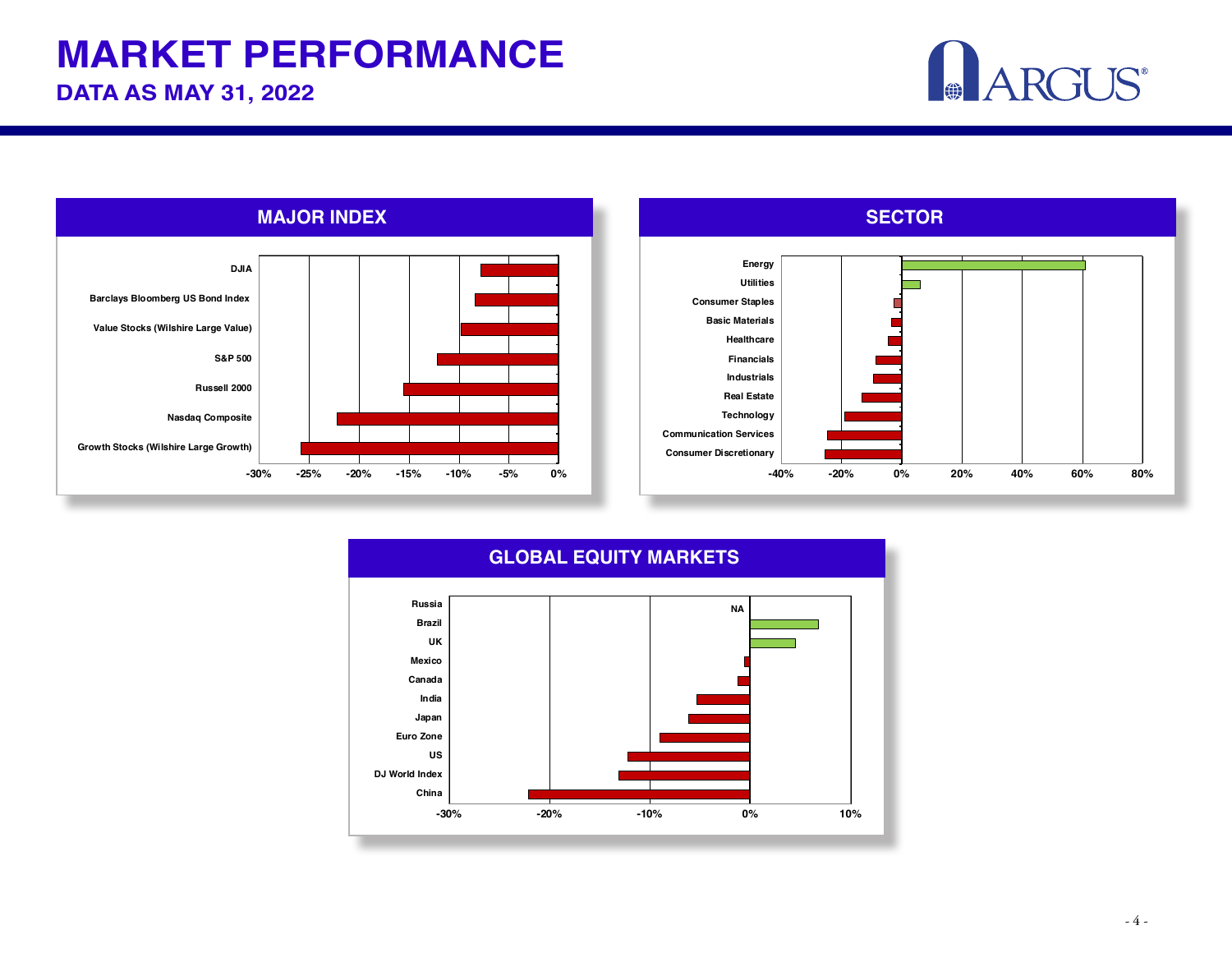# MARKET PERFORMANCE

## DATA AS MAY 31, 2022

### MAJOR INDEX

DJIA

Barclays Bloomberg US Bond Index

Value Stocks (Wilshire Large Value)

S&P 500

Russell 2000

Nasdaq Composite

Growth Stocks (Wilshire Large Growth)

-30% -25% -20% -15% -10% -5% 0%

### SECTOR

Energy

Utilities

Consumer Staples

Basic Materials

Healthcare

Financials

Industrials

Real Estate

Technology

Communication Services

Consumer Discretionary

-40% -20% 0% 20% 40% 60% 80%

### GLOBAL EQUITY MARKETS

Russia — NA

Brazil

UK

Mexico

Canada

India

Japan

Euro Zone

US

DJ World Index

China

-30% -20% -10% 0% 10%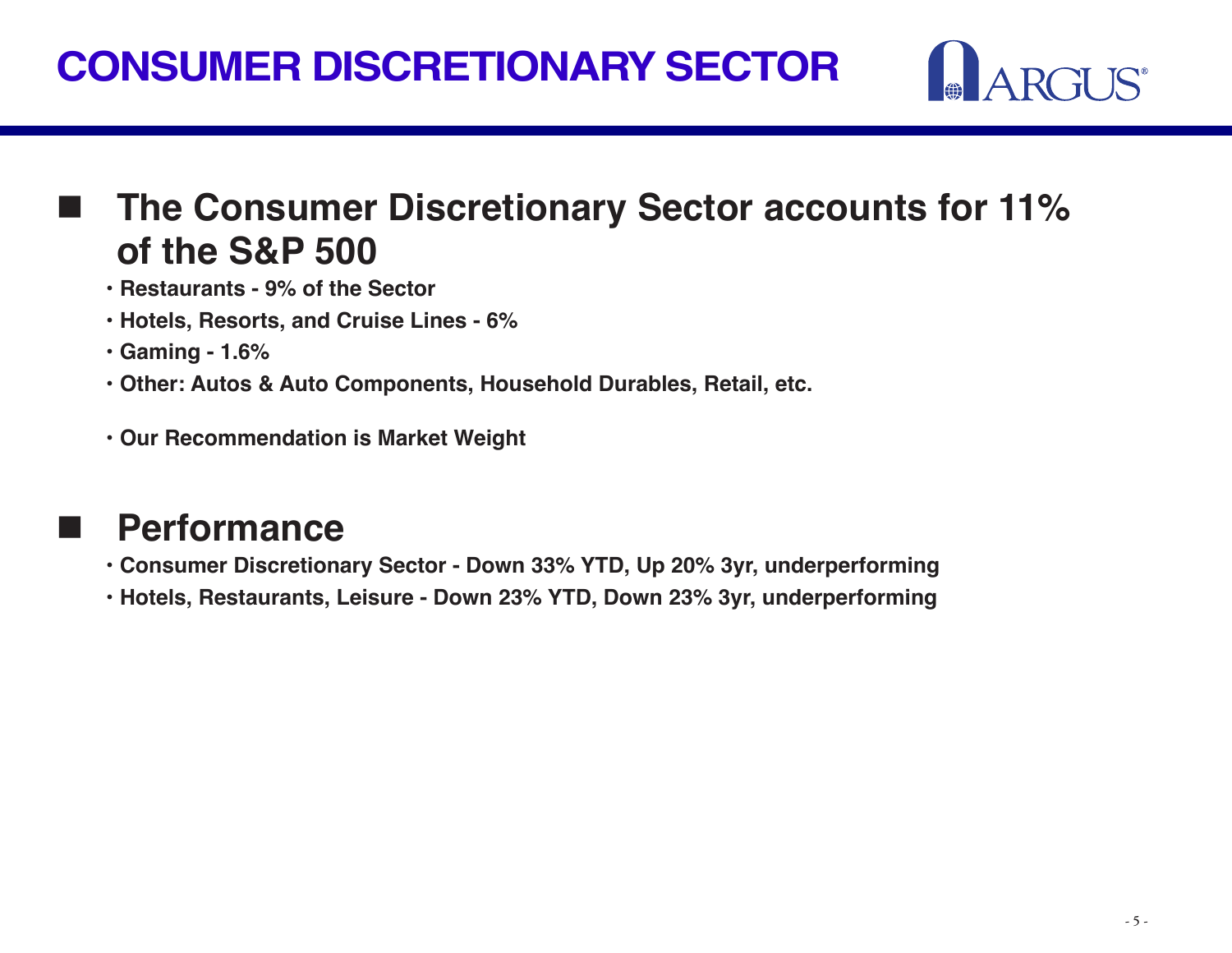# CONSUMER DISCRETIONARY SECTOR

## The Consumer Discretionary Sector accounts for 11% of the S&P 500

- **Restaurants - 9% of the Sector**
- **Hotels, Resorts, and Cruise Lines - 6%**
- **Gaming - 1.6%**
- **Other: Autos & Auto Components, Household Durables, Retail, etc.**

- **Our Recommendation is Market Weight**

## Performance

- **Consumer Discretionary Sector - Down 33% YTD, Up 20% 3yr, underperforming**
- **Hotels, Restaurants, Leisure - Down 23% YTD, Down 23% 3yr, underperforming**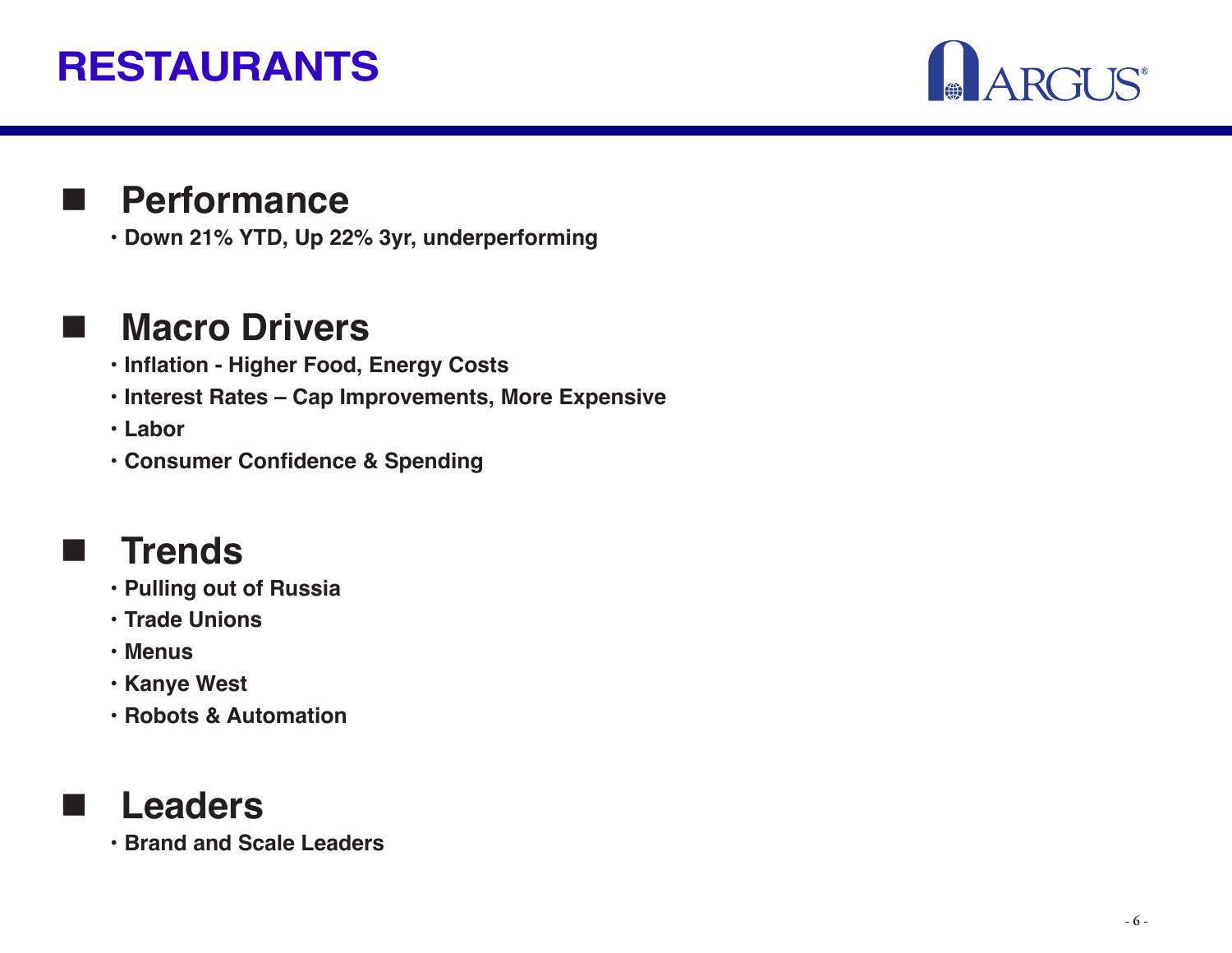# RESTAURANTS

## Performance

- Down 21% YTD, Up 22% 3yr, underperforming

## Macro Drivers

- Inflation - Higher Food, Energy Costs
- Interest Rates – Cap Improvements, More Expensive
- Labor
- Consumer Confidence & Spending

## Trends

- Pulling out of Russia
- Trade Unions
- Menus
- Kanye West
- Robots & Automation

## Leaders

- Brand and Scale Leaders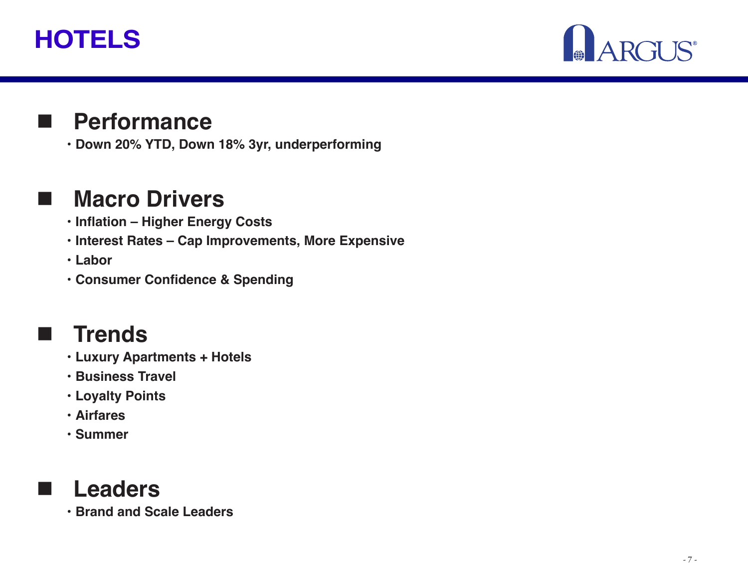# HOTELS

## Performance

- Down 20% YTD, Down 18% 3yr, underperforming

## Macro Drivers

- Inflation – Higher Energy Costs
- Interest Rates – Cap Improvements, More Expensive
- Labor
- Consumer Confidence & Spending

## Trends

- Luxury Apartments + Hotels
- Business Travel
- Loyalty Points
- Airfares
- Summer

## Leaders

- Brand and Scale Leaders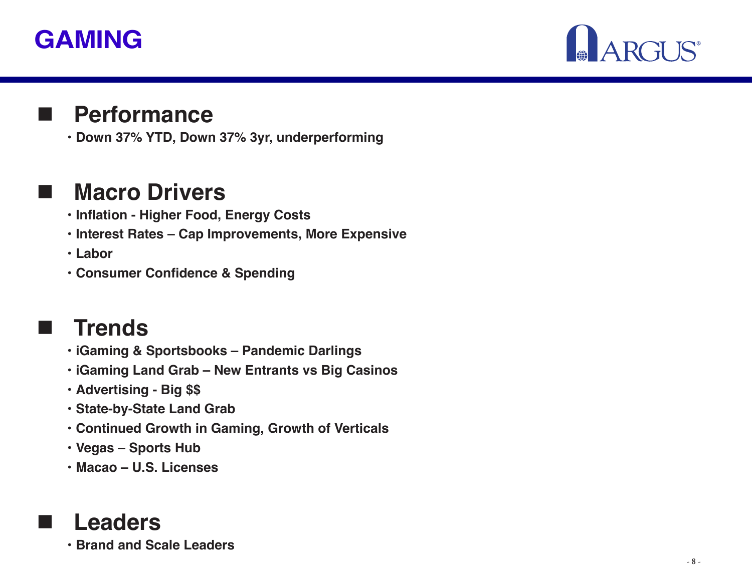# GAMING

## Performance

- Down 37% YTD, Down 37% 3yr, underperforming

## Macro Drivers

- Inflation - Higher Food, Energy Costs
- Interest Rates – Cap Improvements, More Expensive
- Labor
- Consumer Confidence & Spending

## Trends

- iGaming & Sportsbooks – Pandemic Darlings
- iGaming Land Grab – New Entrants vs Big Casinos
- Advertising - Big $$
- State-by-State Land Grab
- Continued Growth in Gaming, Growth of Verticals
- Vegas – Sports Hub
- Macao – U.S. Licenses

## Leaders

- Brand and Scale Leaders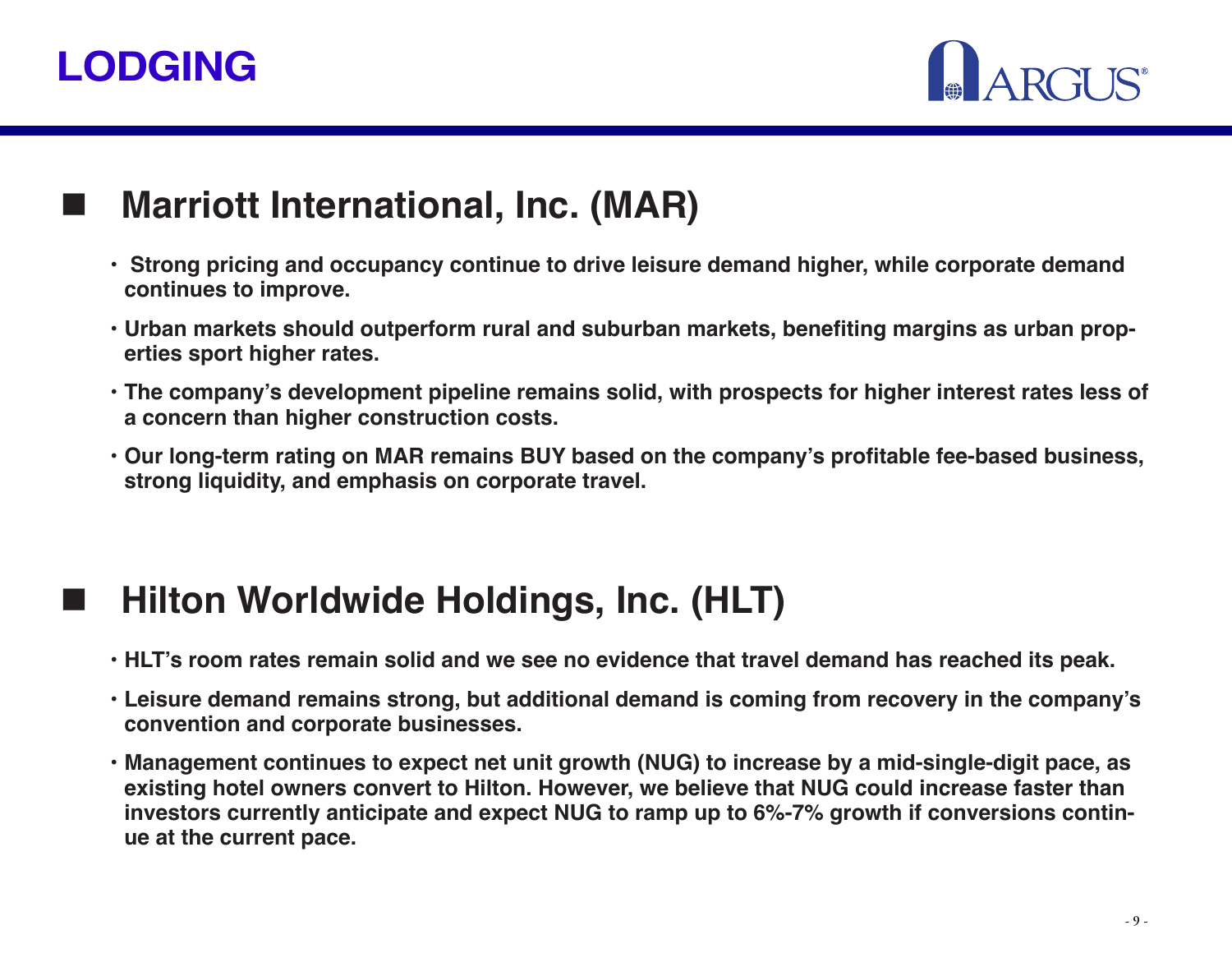# LODGING

## Marriott International, Inc. (MAR)

- Strong pricing and occupancy continue to drive leisure demand higher, while corporate demand continues to improve.
- Urban markets should outperform rural and suburban markets, benefiting margins as urban properties sport higher rates.
- The company's development pipeline remains solid, with prospects for higher interest rates less of a concern than higher construction costs.
- Our long-term rating on MAR remains BUY based on the company's profitable fee-based business, strong liquidity, and emphasis on corporate travel.

## Hilton Worldwide Holdings, Inc. (HLT)

- HLT's room rates remain solid and we see no evidence that travel demand has reached its peak.
- Leisure demand remains strong, but additional demand is coming from recovery in the company's convention and corporate businesses.
- Management continues to expect net unit growth (NUG) to increase by a mid-single-digit pace, as existing hotel owners convert to Hilton. However, we believe that NUG could increase faster than investors currently anticipate and expect NUG to ramp up to 6%-7% growth if conversions continue at the current pace.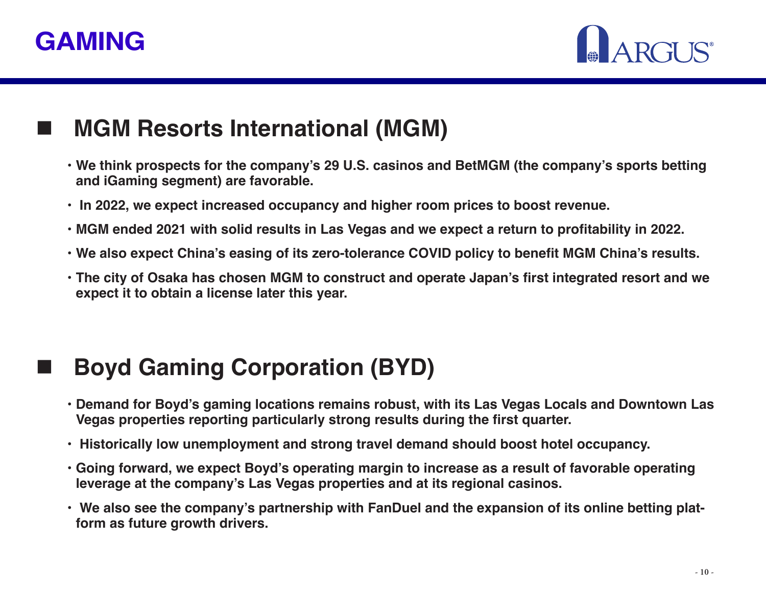# GAMING

## MGM Resorts International (MGM)

- **We think prospects for the company's 29 U.S. casinos and BetMGM (the company's sports betting and iGaming segment) are favorable.**
- **In 2022, we expect increased occupancy and higher room prices to boost revenue.**
- **MGM ended 2021 with solid results in Las Vegas and we expect a return to profitability in 2022.**
- **We also expect China's easing of its zero-tolerance COVID policy to benefit MGM China's results.**
- **The city of Osaka has chosen MGM to construct and operate Japan's first integrated resort and we expect it to obtain a license later this year.**

## Boyd Gaming Corporation (BYD)

- **Demand for Boyd's gaming locations remains robust, with its Las Vegas Locals and Downtown Las Vegas properties reporting particularly strong results during the first quarter.**
- **Historically low unemployment and strong travel demand should boost hotel occupancy.**
- **Going forward, we expect Boyd's operating margin to increase as a result of favorable operating leverage at the company's Las Vegas properties and at its regional casinos.**
- **We also see the company's partnership with FanDuel and the expansion of its online betting platform as future growth drivers.**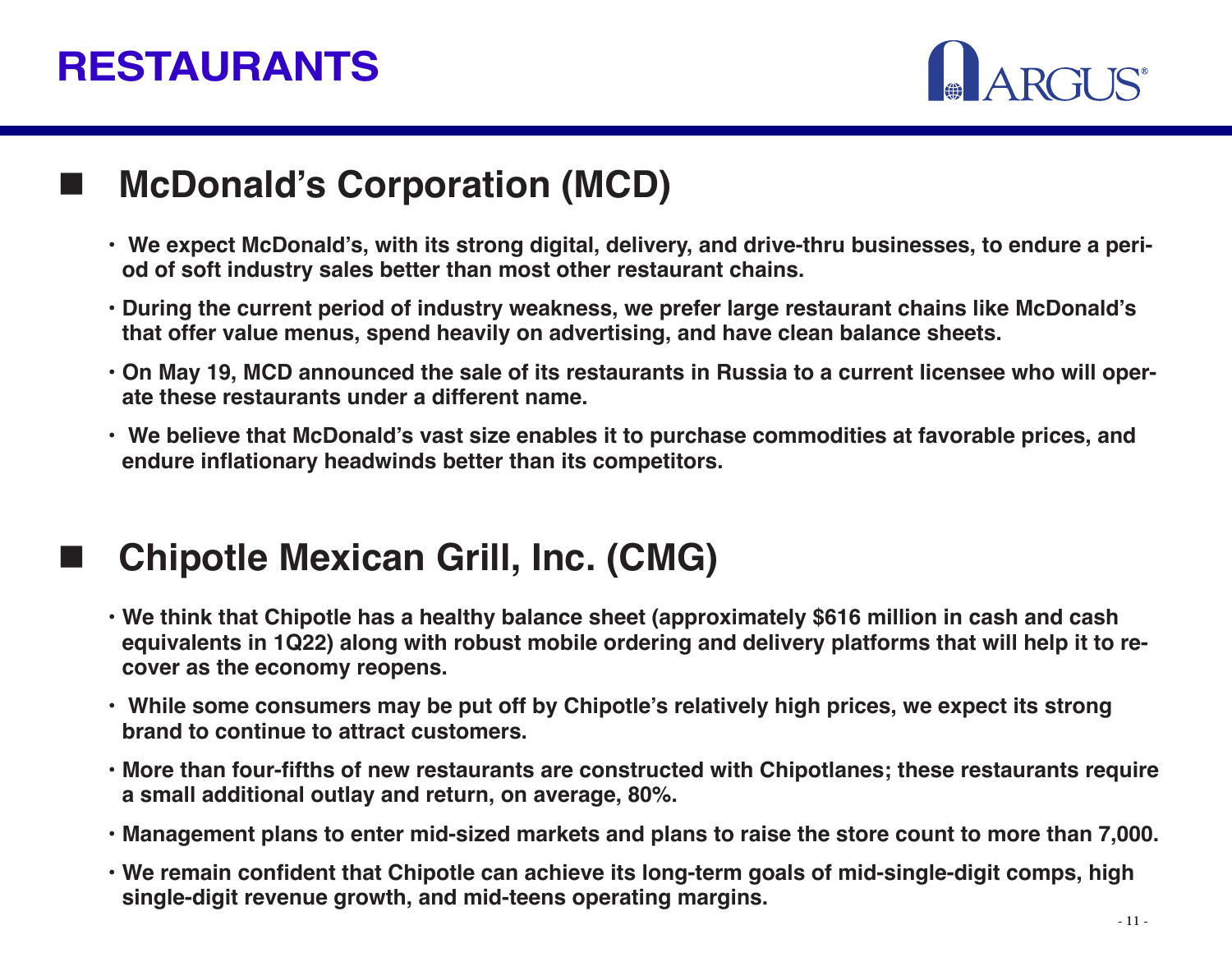# RESTAURANTS

## McDonald's Corporation (MCD)

- We expect McDonald's, with its strong digital, delivery, and drive-thru businesses, to endure a period of soft industry sales better than most other restaurant chains.
- During the current period of industry weakness, we prefer large restaurant chains like McDonald's that offer value menus, spend heavily on advertising, and have clean balance sheets.
- On May 19, MCD announced the sale of its restaurants in Russia to a current licensee who will operate these restaurants under a different name.
- We believe that McDonald's vast size enables it to purchase commodities at favorable prices, and endure inflationary headwinds better than its competitors.

## Chipotle Mexican Grill, Inc. (CMG)

- We think that Chipotle has a healthy balance sheet (approximately $616 million in cash and cash equivalents in 1Q22) along with robust mobile ordering and delivery platforms that will help it to recover as the economy reopens.
- While some consumers may be put off by Chipotle's relatively high prices, we expect its strong brand to continue to attract customers.
- More than four-fifths of new restaurants are constructed with Chipotlanes; these restaurants require a small additional outlay and return, on average, 80%.
- Management plans to enter mid-sized markets and plans to raise the store count to more than 7,000.
- We remain confident that Chipotle can achieve its long-term goals of mid-single-digit comps, high single-digit revenue growth, and mid-teens operating margins.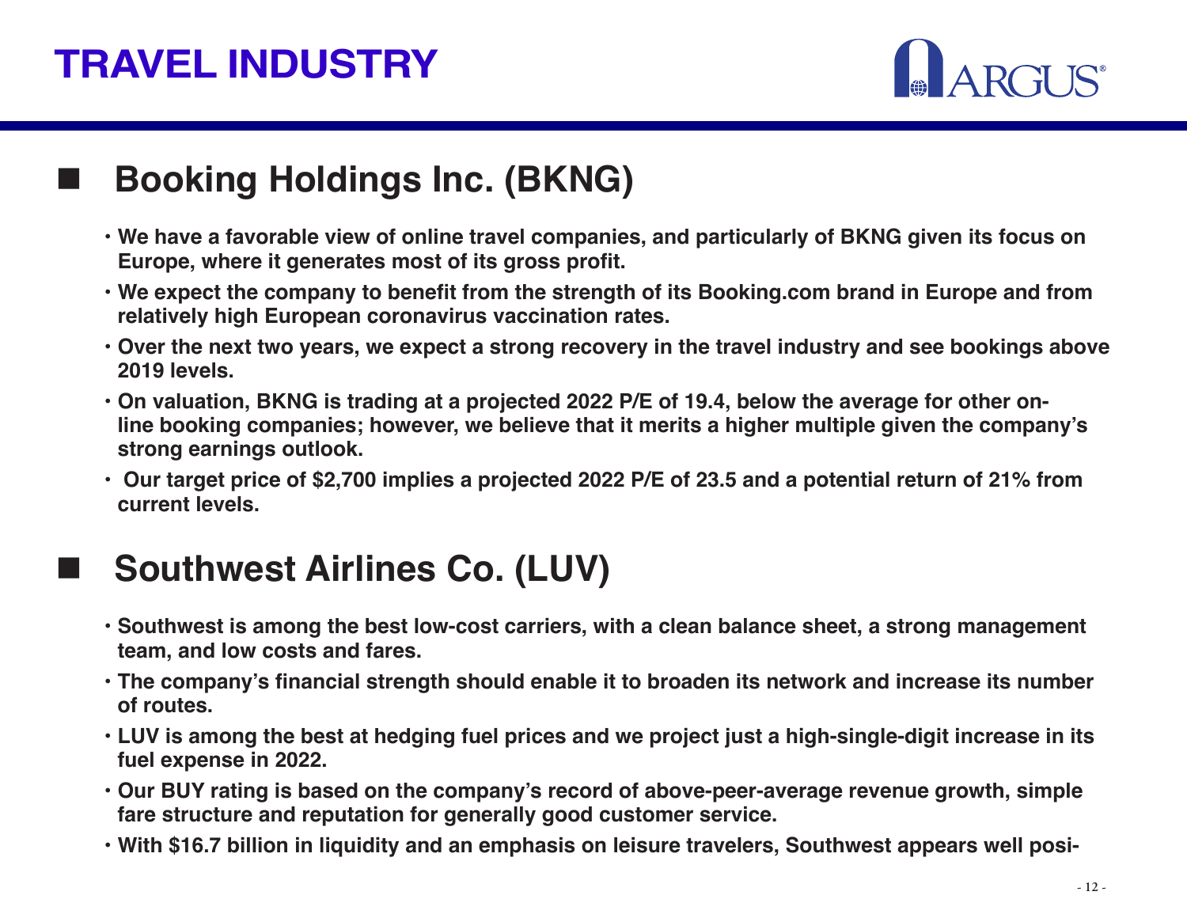# TRAVEL INDUSTRY

## Booking Holdings Inc. (BKNG)

- **We have a favorable view of online travel companies, and particularly of BKNG given its focus on Europe, where it generates most of its gross profit.**
- **We expect the company to benefit from the strength of its Booking.com brand in Europe and from relatively high European coronavirus vaccination rates.**
- **Over the next two years, we expect a strong recovery in the travel industry and see bookings above 2019 levels.**
- **On valuation, BKNG is trading at a projected 2022 P/E of 19.4, below the average for other on-line booking companies; however, we believe that it merits a higher multiple given the company's strong earnings outlook.**
- **Our target price of $2,700 implies a projected 2022 P/E of 23.5 and a potential return of 21% from current levels.**

## Southwest Airlines Co. (LUV)

- **Southwest is among the best low-cost carriers, with a clean balance sheet, a strong management team, and low costs and fares.**
- **The company's financial strength should enable it to broaden its network and increase its number of routes.**
- **LUV is among the best at hedging fuel prices and we project just a high-single-digit increase in its fuel expense in 2022.**
- **Our BUY rating is based on the company's record of above-peer-average revenue growth, simple fare structure and reputation for generally good customer service.**
- **With $16.7 billion in liquidity and an emphasis on leisure travelers, Southwest appears well posi-**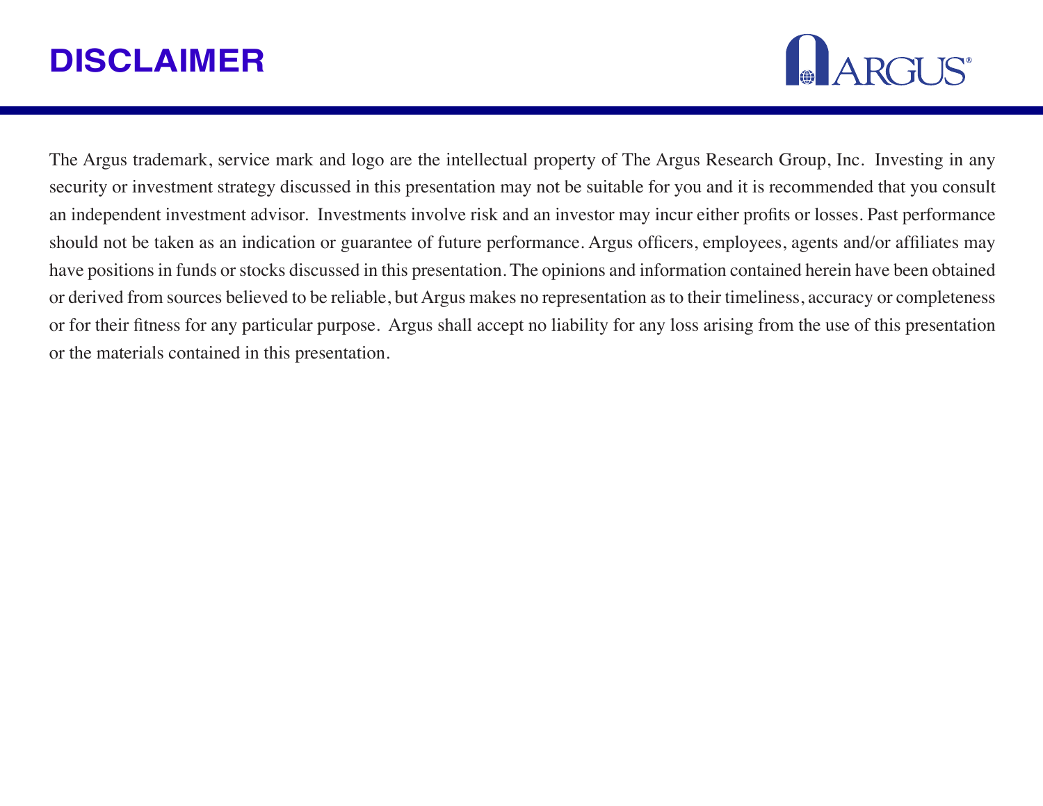# DISCLAIMER

The Argus trademark, service mark and logo are the intellectual property of The Argus Research Group, Inc. Investing in any security or investment strategy discussed in this presentation may not be suitable for you and it is recommended that you consult an independent investment advisor. Investments involve risk and an investor may incur either profits or losses. Past performance should not be taken as an indication or guarantee of future performance. Argus officers, employees, agents and/or affiliates may have positions in funds or stocks discussed in this presentation. The opinions and information contained herein have been obtained or derived from sources believed to be reliable, but Argus makes no representation as to their timeliness, accuracy or completeness or for their fitness for any particular purpose. Argus shall accept no liability for any loss arising from the use of this presentation or the materials contained in this presentation.